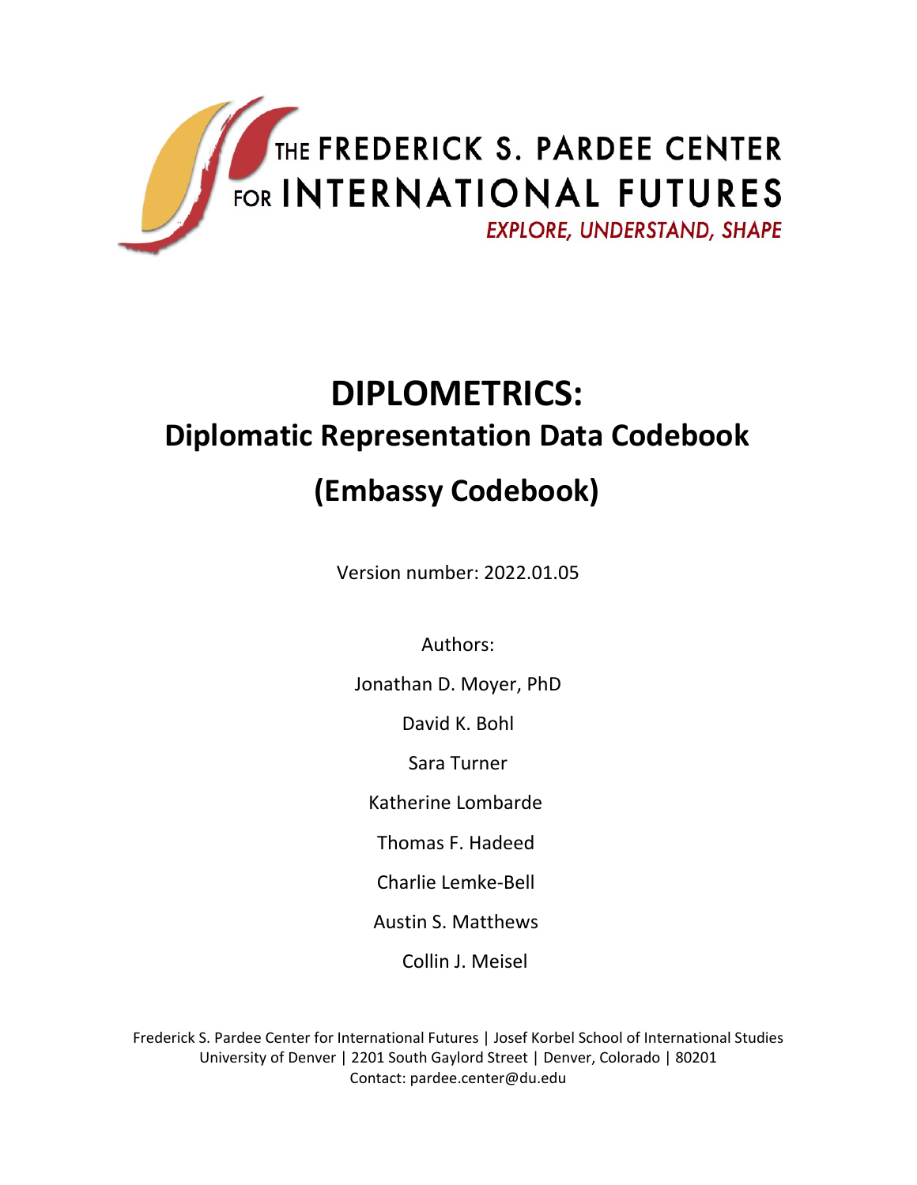THE FREDERICK S. PARDEE CENTER FOR INTERNATIONAL FUTURES

*EXPLORE, UNDERSTAND, SHAPE*

# DIPLOMETRICS:

## Diplomatic Representation Data Codebook

## (Embassy Codebook)

Version number: 2022.01.05

Authors:

Jonathan D. Moyer, PhD

David K. Bohl

Sara Turner

Katherine Lombarde

Thomas F. Hadeed

Charlie Lemke-Bell

Austin S. Matthews

Collin J. Meisel

Frederick S. Pardee Center for International Futures | Josef Korbel School of International Studies
University of Denver | 2201 South Gaylord Street | Denver, Colorado | 80201
Contact: pardee.center@du.edu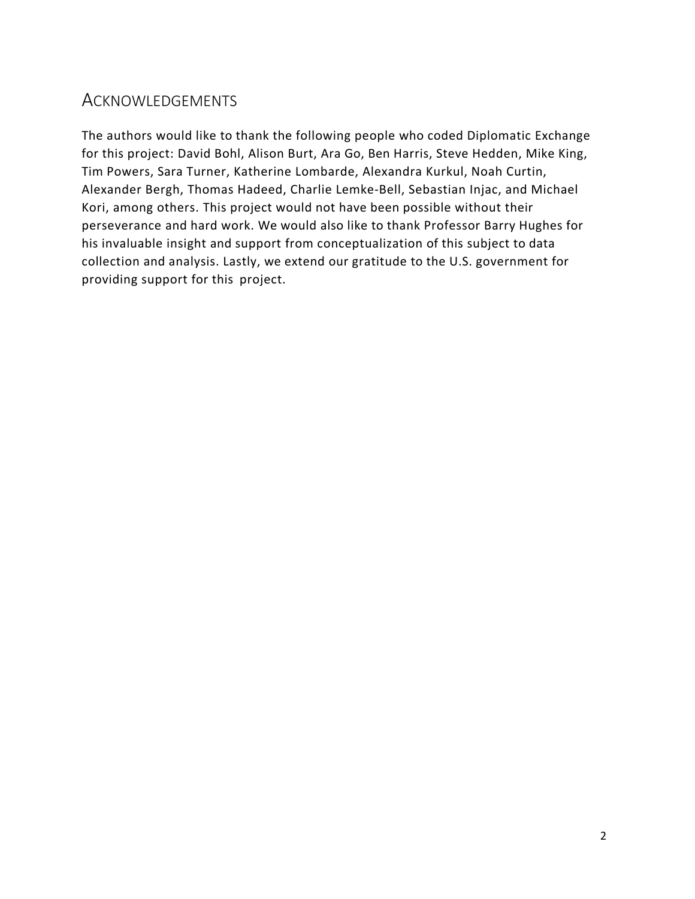## ACKNOWLEDGEMENTS

The authors would like to thank the following people who coded Diplomatic Exchange for this project: David Bohl, Alison Burt, Ara Go, Ben Harris, Steve Hedden, Mike King, Tim Powers, Sara Turner, Katherine Lombarde, Alexandra Kurkul, Noah Curtin, Alexander Bergh, Thomas Hadeed, Charlie Lemke-Bell, Sebastian Injac, and Michael Kori, among others. This project would not have been possible without their perseverance and hard work. We would also like to thank Professor Barry Hughes for his invaluable insight and support from conceptualization of this subject to data collection and analysis. Lastly, we extend our gratitude to the U.S. government for providing support for this project.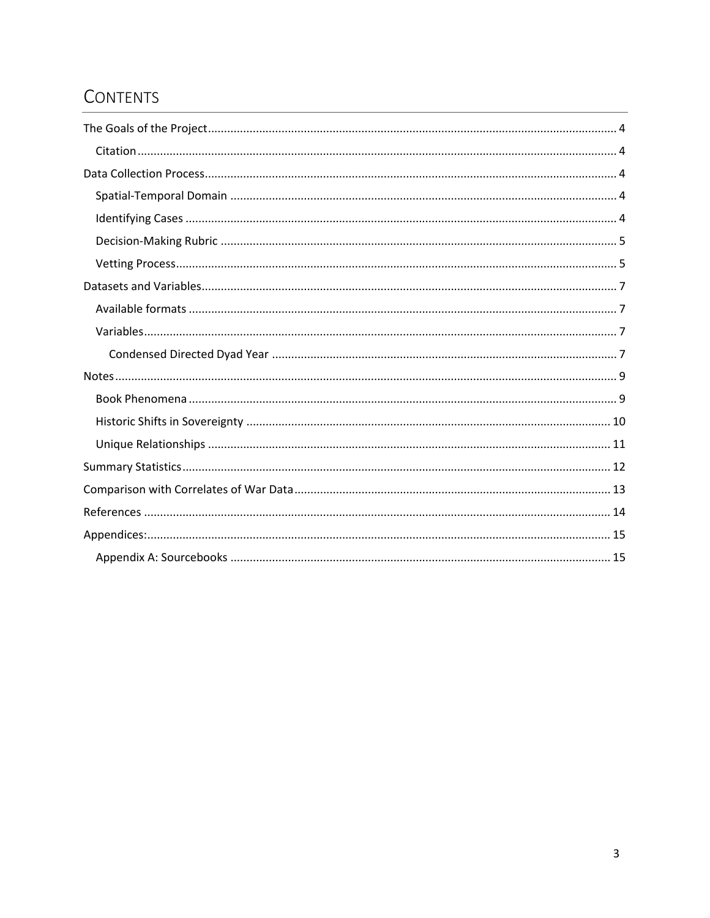# Contents

- The Goals of the Project ..... 4
  - Citation ..... 4
- Data Collection Process ..... 4
  - Spatial-Temporal Domain ..... 4
  - Identifying Cases ..... 4
  - Decision-Making Rubric ..... 5
  - Vetting Process ..... 5
- Datasets and Variables ..... 7
  - Available formats ..... 7
  - Variables ..... 7
    - Condensed Directed Dyad Year ..... 7
- Notes ..... 9
  - Book Phenomena ..... 9
  - Historic Shifts in Sovereignty ..... 10
  - Unique Relationships ..... 11
- Summary Statistics ..... 12
- Comparison with Correlates of War Data ..... 13
- References ..... 14
- Appendices: ..... 15
  - Appendix A: Sourcebooks ..... 15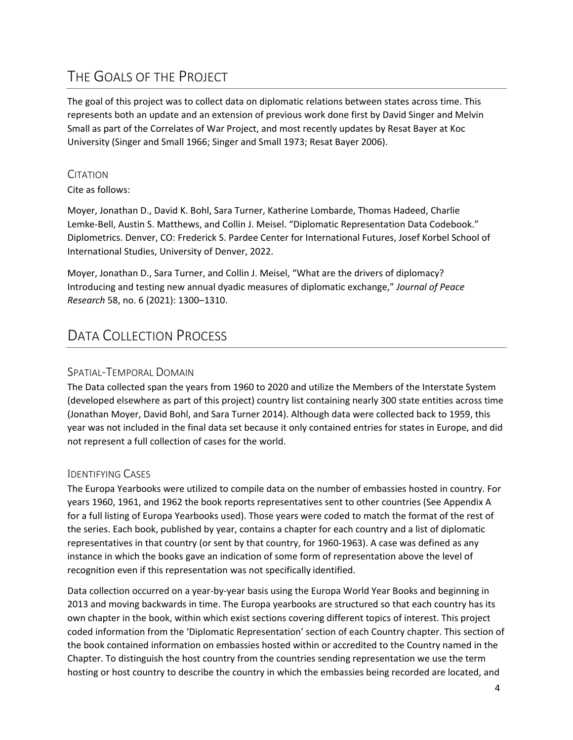# THE GOALS OF THE PROJECT

The goal of this project was to collect data on diplomatic relations between states across time. This represents both an update and an extension of previous work done first by David Singer and Melvin Small as part of the Correlates of War Project, and most recently updates by Resat Bayer at Koc University (Singer and Small 1966; Singer and Small 1973; Resat Bayer 2006).

## CITATION

Cite as follows:

Moyer, Jonathan D., David K. Bohl, Sara Turner, Katherine Lombarde, Thomas Hadeed, Charlie Lemke-Bell, Austin S. Matthews, and Collin J. Meisel. "Diplomatic Representation Data Codebook." Diplometrics. Denver, CO: Frederick S. Pardee Center for International Futures, Josef Korbel School of International Studies, University of Denver, 2022.

Moyer, Jonathan D., Sara Turner, and Collin J. Meisel, "What are the drivers of diplomacy? Introducing and testing new annual dyadic measures of diplomatic exchange," *Journal of Peace Research* 58, no. 6 (2021): 1300–1310.

# DATA COLLECTION PROCESS

## SPATIAL-TEMPORAL DOMAIN

The Data collected span the years from 1960 to 2020 and utilize the Members of the Interstate System (developed elsewhere as part of this project) country list containing nearly 300 state entities across time (Jonathan Moyer, David Bohl, and Sara Turner 2014). Although data were collected back to 1959, this year was not included in the final data set because it only contained entries for states in Europe, and did not represent a full collection of cases for the world.

## IDENTIFYING CASES

The Europa Yearbooks were utilized to compile data on the number of embassies hosted in country. For years 1960, 1961, and 1962 the book reports representatives sent to other countries (See Appendix A for a full listing of Europa Yearbooks used). Those years were coded to match the format of the rest of the series. Each book, published by year, contains a chapter for each country and a list of diplomatic representatives in that country (or sent by that country, for 1960-1963). A case was defined as any instance in which the books gave an indication of some form of representation above the level of recognition even if this representation was not specifically identified.

Data collection occurred on a year-by-year basis using the Europa World Year Books and beginning in 2013 and moving backwards in time. The Europa yearbooks are structured so that each country has its own chapter in the book, within which exist sections covering different topics of interest. This project coded information from the 'Diplomatic Representation' section of each Country chapter. This section of the book contained information on embassies hosted within or accredited to the Country named in the Chapter. To distinguish the host country from the countries sending representation we use the term hosting or host country to describe the country in which the embassies being recorded are located, and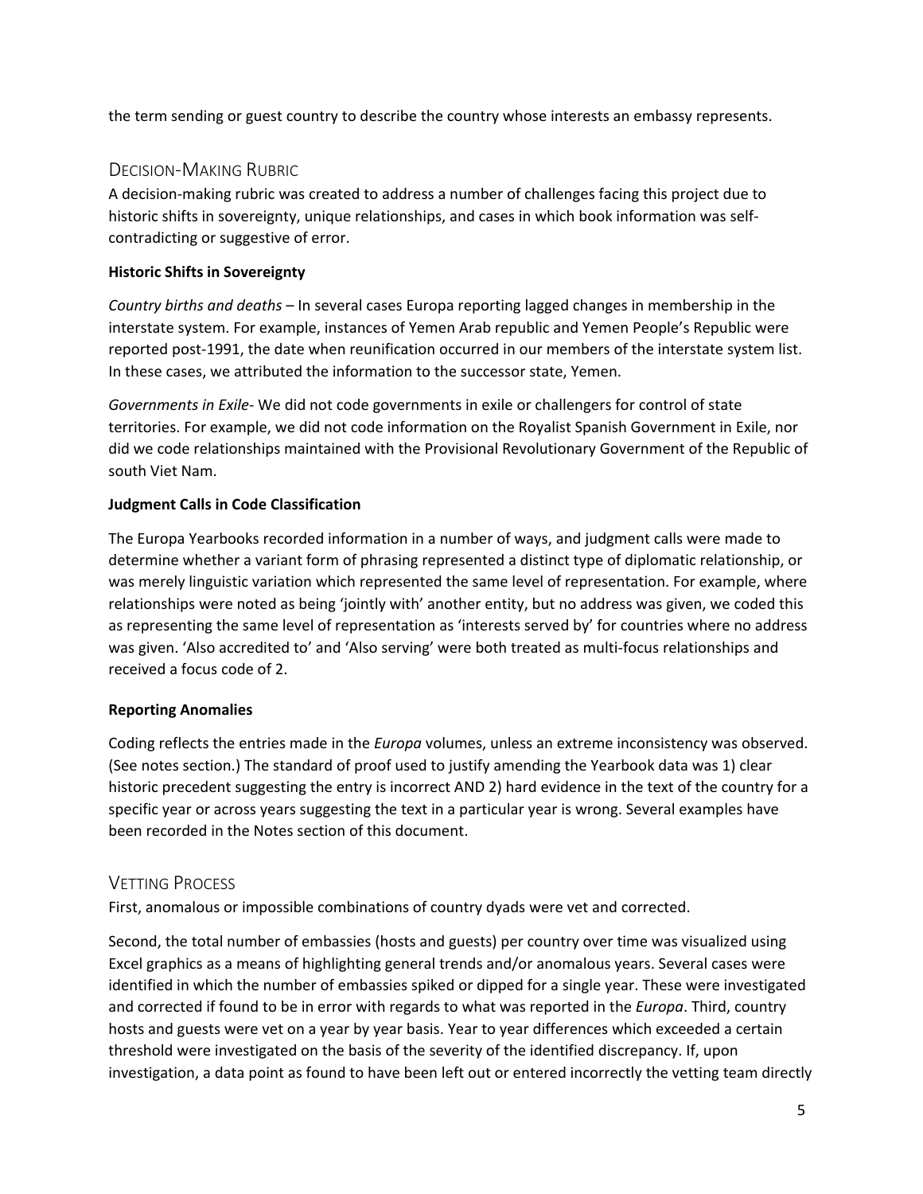the term sending or guest country to describe the country whose interests an embassy represents.

## Decision-Making Rubric

A decision-making rubric was created to address a number of challenges facing this project due to historic shifts in sovereignty, unique relationships, and cases in which book information was self-contradicting or suggestive of error.

**Historic Shifts in Sovereignty**

*Country births and deaths* – In several cases Europa reporting lagged changes in membership in the interstate system. For example, instances of Yemen Arab republic and Yemen People's Republic were reported post-1991, the date when reunification occurred in our members of the interstate system list. In these cases, we attributed the information to the successor state, Yemen.

*Governments in Exile*- We did not code governments in exile or challengers for control of state territories. For example, we did not code information on the Royalist Spanish Government in Exile, nor did we code relationships maintained with the Provisional Revolutionary Government of the Republic of south Viet Nam.

**Judgment Calls in Code Classification**

The Europa Yearbooks recorded information in a number of ways, and judgment calls were made to determine whether a variant form of phrasing represented a distinct type of diplomatic relationship, or was merely linguistic variation which represented the same level of representation. For example, where relationships were noted as being 'jointly with' another entity, but no address was given, we coded this as representing the same level of representation as 'interests served by' for countries where no address was given. 'Also accredited to' and 'Also serving' were both treated as multi-focus relationships and received a focus code of 2.

**Reporting Anomalies**

Coding reflects the entries made in the *Europa* volumes, unless an extreme inconsistency was observed. (See notes section.) The standard of proof used to justify amending the Yearbook data was 1) clear historic precedent suggesting the entry is incorrect AND 2) hard evidence in the text of the country for a specific year or across years suggesting the text in a particular year is wrong. Several examples have been recorded in the Notes section of this document.

## Vetting Process

First, anomalous or impossible combinations of country dyads were vet and corrected.

Second, the total number of embassies (hosts and guests) per country over time was visualized using Excel graphics as a means of highlighting general trends and/or anomalous years. Several cases were identified in which the number of embassies spiked or dipped for a single year. These were investigated and corrected if found to be in error with regards to what was reported in the *Europa*. Third, country hosts and guests were vet on a year by year basis. Year to year differences which exceeded a certain threshold were investigated on the basis of the severity of the identified discrepancy. If, upon investigation, a data point as found to have been left out or entered incorrectly the vetting team directly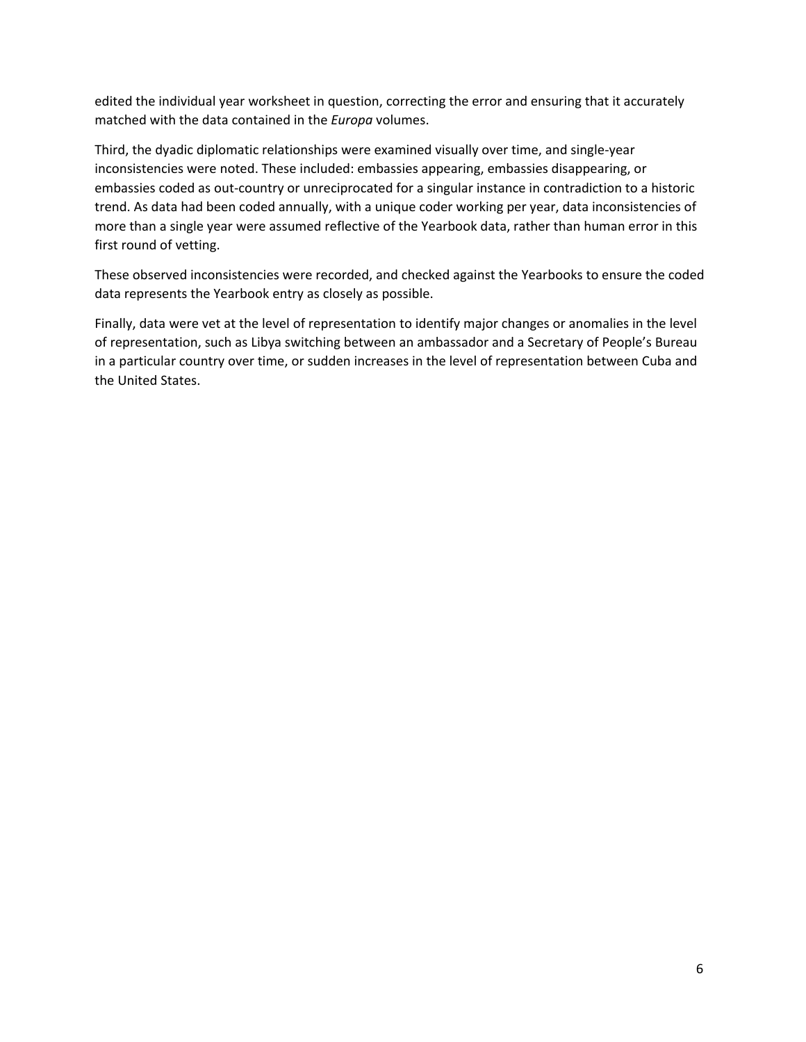edited the individual year worksheet in question, correcting the error and ensuring that it accurately matched with the data contained in the *Europa* volumes.

Third, the dyadic diplomatic relationships were examined visually over time, and single-year inconsistencies were noted. These included: embassies appearing, embassies disappearing, or embassies coded as out-country or unreciprocated for a singular instance in contradiction to a historic trend. As data had been coded annually, with a unique coder working per year, data inconsistencies of more than a single year were assumed reflective of the Yearbook data, rather than human error in this first round of vetting.

These observed inconsistencies were recorded, and checked against the Yearbooks to ensure the coded data represents the Yearbook entry as closely as possible.

Finally, data were vet at the level of representation to identify major changes or anomalies in the level of representation, such as Libya switching between an ambassador and a Secretary of People's Bureau in a particular country over time, or sudden increases in the level of representation between Cuba and the United States.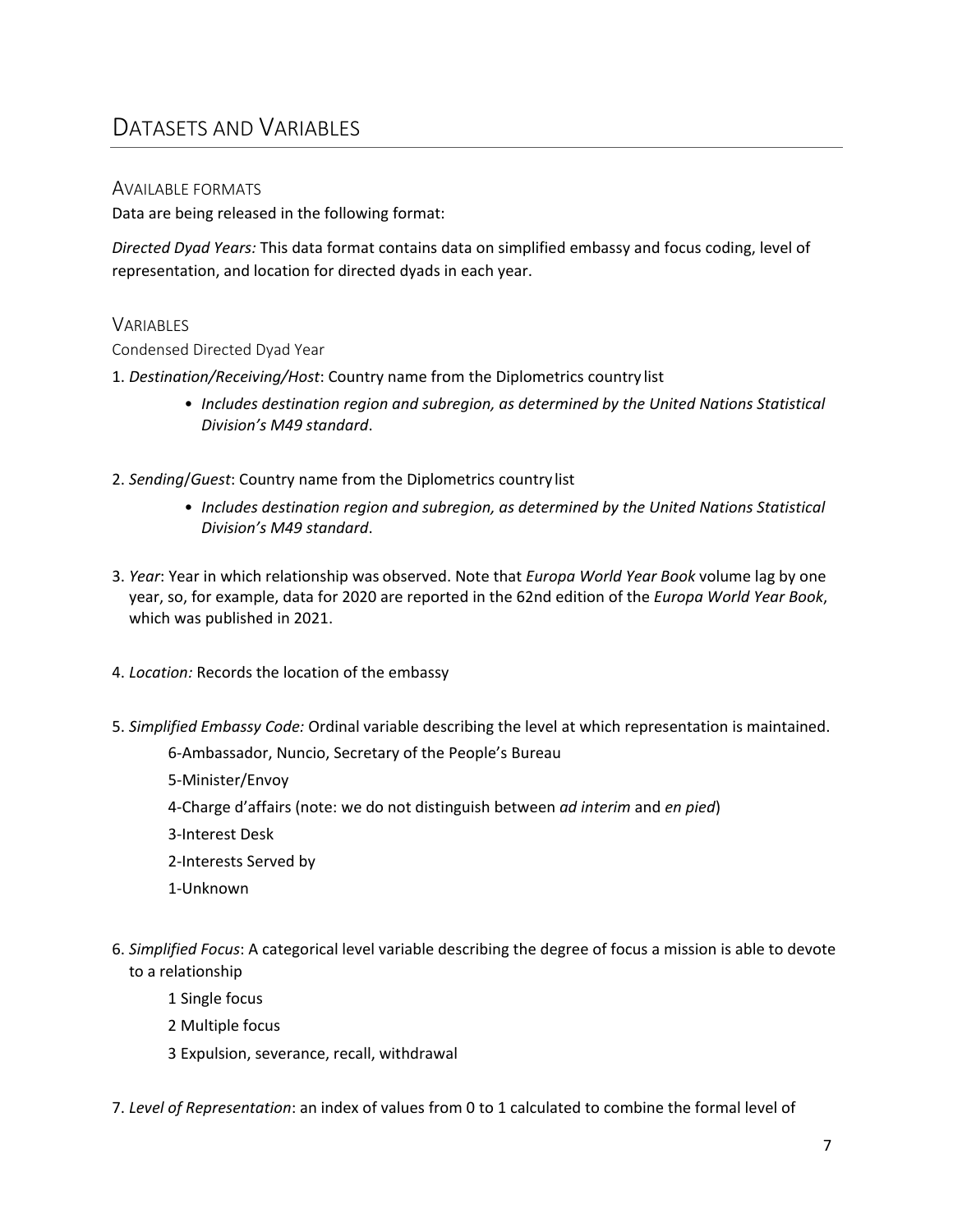# Datasets and Variables

## Available formats

Data are being released in the following format:

*Directed Dyad Years:* This data format contains data on simplified embassy and focus coding, level of representation, and location for directed dyads in each year.

## Variables

### Condensed Directed Dyad Year

1. *Destination/Receiving/Host*: Country name from the Diplometrics country list
    - *Includes destination region and subregion, as determined by the United Nations Statistical Division's M49 standard*.

2. *Sending/Guest*: Country name from the Diplometrics country list
    - *Includes destination region and subregion, as determined by the United Nations Statistical Division's M49 standard*.

3. *Year*: Year in which relationship was observed. Note that *Europa World Year Book* volume lag by one year, so, for example, data for 2020 are reported in the 62nd edition of the *Europa World Year Book*, which was published in 2021.

4. *Location:* Records the location of the embassy

5. *Simplified Embassy Code:* Ordinal variable describing the level at which representation is maintained.

    6-Ambassador, Nuncio, Secretary of the People's Bureau

    5-Minister/Envoy

    4-Charge d'affairs (note: we do not distinguish between *ad interim* and *en pied*)

    3-Interest Desk

    2-Interests Served by

    1-Unknown

6. *Simplified Focus*: A categorical level variable describing the degree of focus a mission is able to devote to a relationship

    1 Single focus

    2 Multiple focus

    3 Expulsion, severance, recall, withdrawal

7. *Level of Representation*: an index of values from 0 to 1 calculated to combine the formal level of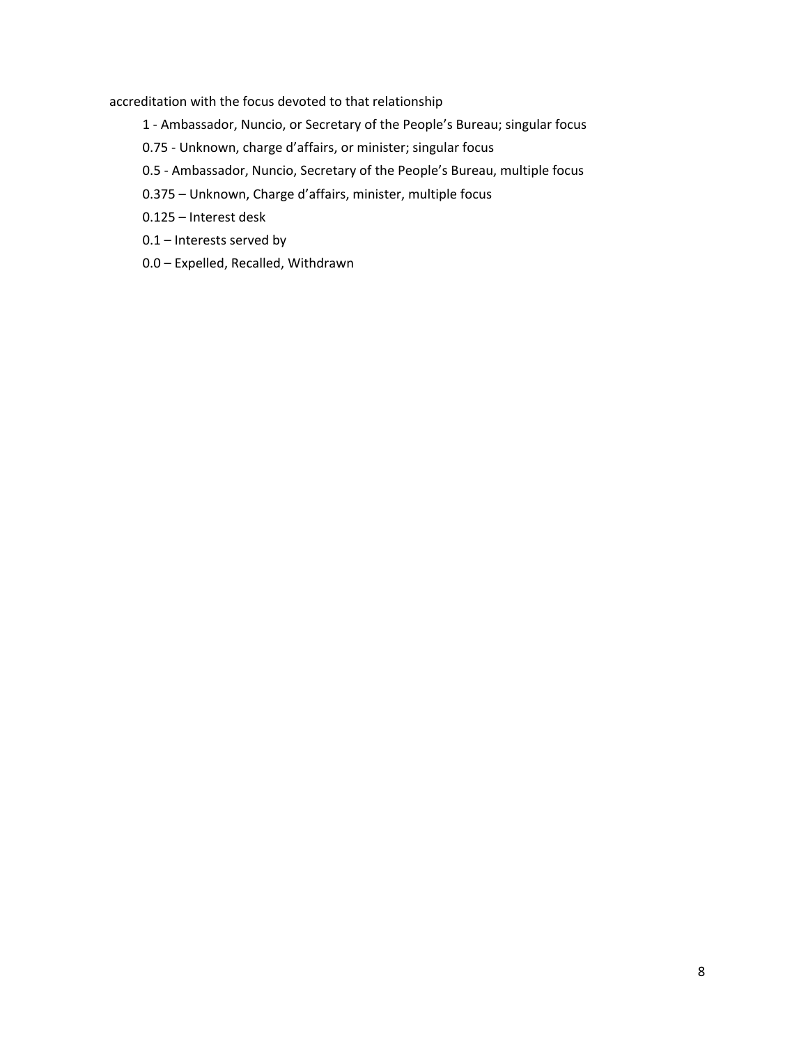accreditation with the focus devoted to that relationship

- 1 - Ambassador, Nuncio, or Secretary of the People's Bureau; singular focus
- 0.75 - Unknown, charge d'affairs, or minister; singular focus
- 0.5 - Ambassador, Nuncio, Secretary of the People's Bureau, multiple focus
- 0.375 – Unknown, Charge d'affairs, minister, multiple focus
- 0.125 – Interest desk
- 0.1 – Interests served by
- 0.0 – Expelled, Recalled, Withdrawn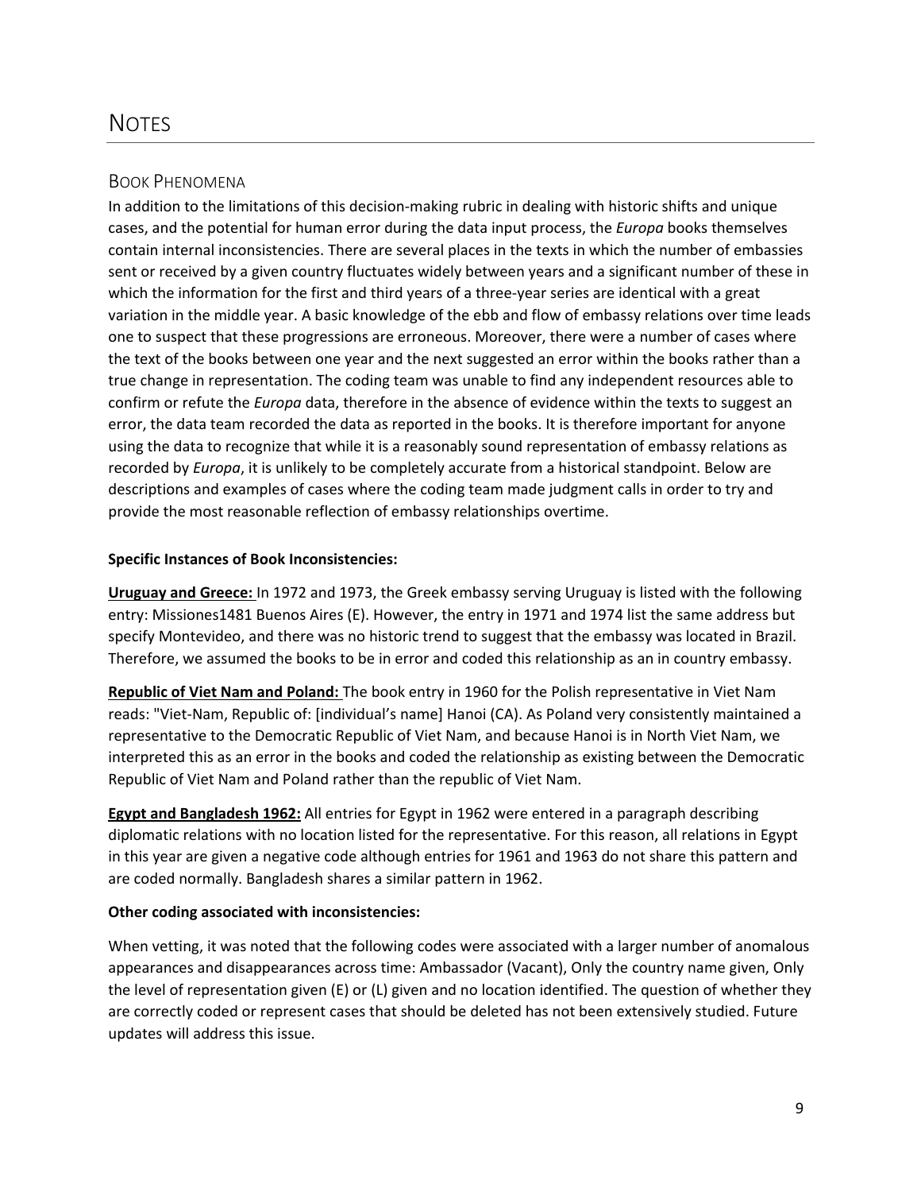# NOTES

## BOOK PHENOMENA

In addition to the limitations of this decision-making rubric in dealing with historic shifts and unique cases, and the potential for human error during the data input process, the *Europa* books themselves contain internal inconsistencies. There are several places in the texts in which the number of embassies sent or received by a given country fluctuates widely between years and a significant number of these in which the information for the first and third years of a three-year series are identical with a great variation in the middle year. A basic knowledge of the ebb and flow of embassy relations over time leads one to suspect that these progressions are erroneous. Moreover, there were a number of cases where the text of the books between one year and the next suggested an error within the books rather than a true change in representation. The coding team was unable to find any independent resources able to confirm or refute the *Europa* data, therefore in the absence of evidence within the texts to suggest an error, the data team recorded the data as reported in the books. It is therefore important for anyone using the data to recognize that while it is a reasonably sound representation of embassy relations as recorded by *Europa*, it is unlikely to be completely accurate from a historical standpoint. Below are descriptions and examples of cases where the coding team made judgment calls in order to try and provide the most reasonable reflection of embassy relationships overtime.

**Specific Instances of Book Inconsistencies:**

**Uruguay and Greece:** In 1972 and 1973, the Greek embassy serving Uruguay is listed with the following entry: Missiones1481 Buenos Aires (E). However, the entry in 1971 and 1974 list the same address but specify Montevideo, and there was no historic trend to suggest that the embassy was located in Brazil. Therefore, we assumed the books to be in error and coded this relationship as an in country embassy.

**Republic of Viet Nam and Poland:** The book entry in 1960 for the Polish representative in Viet Nam reads: "Viet-Nam, Republic of: [individual's name] Hanoi (CA). As Poland very consistently maintained a representative to the Democratic Republic of Viet Nam, and because Hanoi is in North Viet Nam, we interpreted this as an error in the books and coded the relationship as existing between the Democratic Republic of Viet Nam and Poland rather than the republic of Viet Nam.

**Egypt and Bangladesh 1962:** All entries for Egypt in 1962 were entered in a paragraph describing diplomatic relations with no location listed for the representative. For this reason, all relations in Egypt in this year are given a negative code although entries for 1961 and 1963 do not share this pattern and are coded normally. Bangladesh shares a similar pattern in 1962.

**Other coding associated with inconsistencies:**

When vetting, it was noted that the following codes were associated with a larger number of anomalous appearances and disappearances across time: Ambassador (Vacant), Only the country name given, Only the level of representation given (E) or (L) given and no location identified. The question of whether they are correctly coded or represent cases that should be deleted has not been extensively studied. Future updates will address this issue.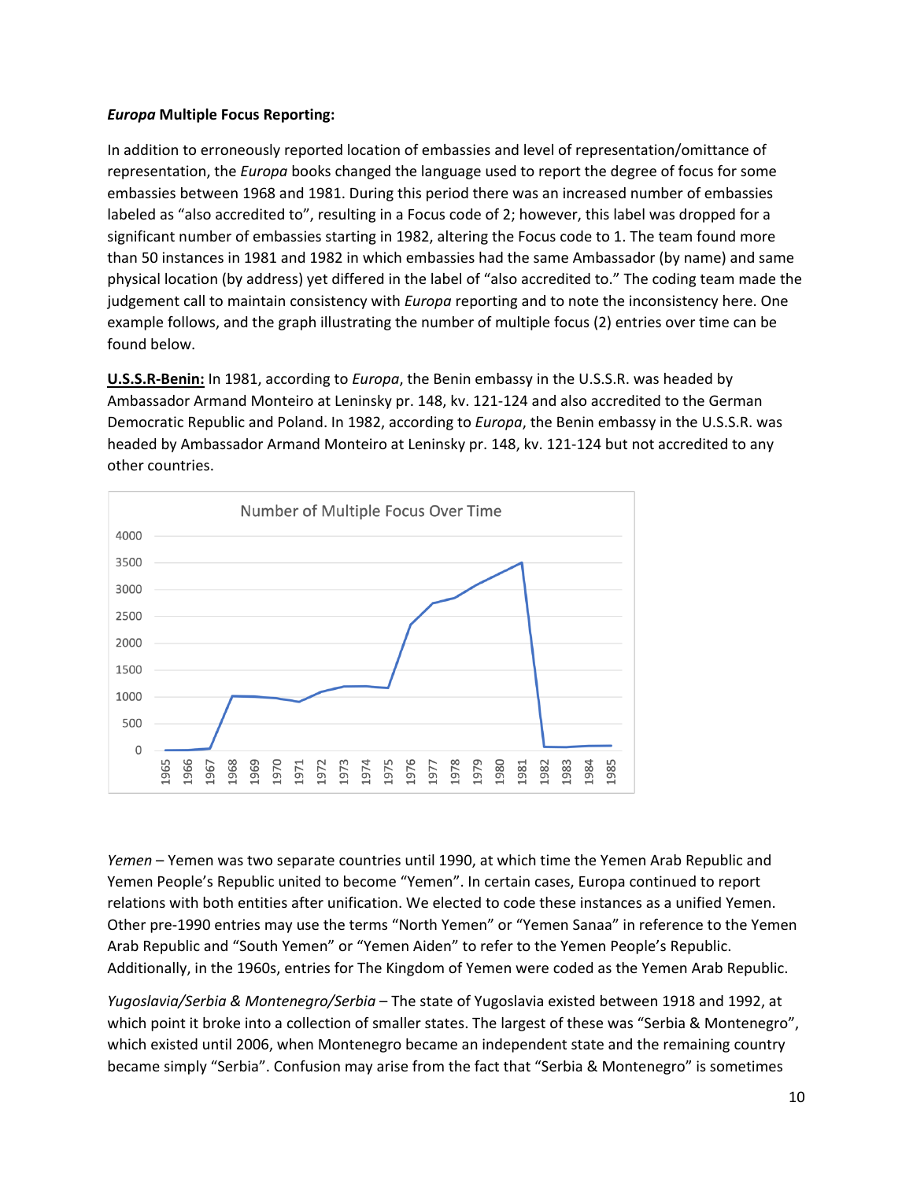***Europa* Multiple Focus Reporting:**

In addition to erroneously reported location of embassies and level of representation/omittance of representation, the *Europa* books changed the language used to report the degree of focus for some embassies between 1968 and 1981. During this period there was an increased number of embassies labeled as "also accredited to", resulting in a Focus code of 2; however, this label was dropped for a significant number of embassies starting in 1982, altering the Focus code to 1. The team found more than 50 instances in 1981 and 1982 in which embassies had the same Ambassador (by name) and same physical location (by address) yet differed in the label of "also accredited to." The coding team made the judgement call to maintain consistency with *Europa* reporting and to note the inconsistency here. One example follows, and the graph illustrating the number of multiple focus (2) entries over time can be found below.

**U.S.S.R-Benin:** In 1981, according to *Europa*, the Benin embassy in the U.S.S.R. was headed by Ambassador Armand Monteiro at Leninsky pr. 148, kv. 121-124 and also accredited to the German Democratic Republic and Poland. In 1982, according to *Europa*, the Benin embassy in the U.S.S.R. was headed by Ambassador Armand Monteiro at Leninsky pr. 148, kv. 121-124 but not accredited to any other countries.

Number of Multiple Focus Over Time

*Yemen* – Yemen was two separate countries until 1990, at which time the Yemen Arab Republic and Yemen People's Republic united to become "Yemen". In certain cases, Europa continued to report relations with both entities after unification. We elected to code these instances as a unified Yemen. Other pre-1990 entries may use the terms "North Yemen" or "Yemen Sanaa" in reference to the Yemen Arab Republic and "South Yemen" or "Yemen Aiden" to refer to the Yemen People's Republic. Additionally, in the 1960s, entries for The Kingdom of Yemen were coded as the Yemen Arab Republic.

*Yugoslavia/Serbia & Montenegro/Serbia* – The state of Yugoslavia existed between 1918 and 1992, at which point it broke into a collection of smaller states. The largest of these was "Serbia & Montenegro", which existed until 2006, when Montenegro became an independent state and the remaining country became simply "Serbia". Confusion may arise from the fact that "Serbia & Montenegro" is sometimes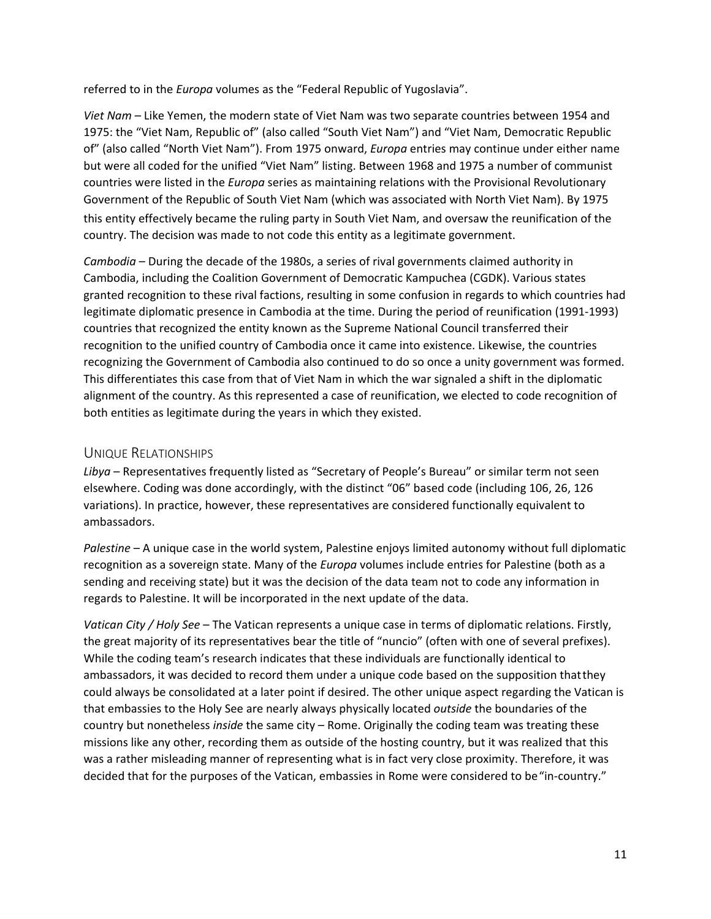referred to in the *Europa* volumes as the "Federal Republic of Yugoslavia".

*Viet Nam* – Like Yemen, the modern state of Viet Nam was two separate countries between 1954 and 1975: the "Viet Nam, Republic of" (also called "South Viet Nam") and "Viet Nam, Democratic Republic of" (also called "North Viet Nam"). From 1975 onward, *Europa* entries may continue under either name but were all coded for the unified "Viet Nam" listing. Between 1968 and 1975 a number of communist countries were listed in the *Europa* series as maintaining relations with the Provisional Revolutionary Government of the Republic of South Viet Nam (which was associated with North Viet Nam). By 1975 this entity effectively became the ruling party in South Viet Nam, and oversaw the reunification of the country. The decision was made to not code this entity as a legitimate government.

*Cambodia* – During the decade of the 1980s, a series of rival governments claimed authority in Cambodia, including the Coalition Government of Democratic Kampuchea (CGDK). Various states granted recognition to these rival factions, resulting in some confusion in regards to which countries had legitimate diplomatic presence in Cambodia at the time. During the period of reunification (1991-1993) countries that recognized the entity known as the Supreme National Council transferred their recognition to the unified country of Cambodia once it came into existence. Likewise, the countries recognizing the Government of Cambodia also continued to do so once a unity government was formed. This differentiates this case from that of Viet Nam in which the war signaled a shift in the diplomatic alignment of the country. As this represented a case of reunification, we elected to code recognition of both entities as legitimate during the years in which they existed.

## Unique Relationships

*Libya* – Representatives frequently listed as "Secretary of People's Bureau" or similar term not seen elsewhere. Coding was done accordingly, with the distinct "06" based code (including 106, 26, 126 variations). In practice, however, these representatives are considered functionally equivalent to ambassadors.

*Palestine* – A unique case in the world system, Palestine enjoys limited autonomy without full diplomatic recognition as a sovereign state. Many of the *Europa* volumes include entries for Palestine (both as a sending and receiving state) but it was the decision of the data team not to code any information in regards to Palestine. It will be incorporated in the next update of the data.

*Vatican City / Holy See* – The Vatican represents a unique case in terms of diplomatic relations. Firstly, the great majority of its representatives bear the title of "nuncio" (often with one of several prefixes). While the coding team's research indicates that these individuals are functionally identical to ambassadors, it was decided to record them under a unique code based on the supposition that they could always be consolidated at a later point if desired. The other unique aspect regarding the Vatican is that embassies to the Holy See are nearly always physically located *outside* the boundaries of the country but nonetheless *inside* the same city – Rome. Originally the coding team was treating these missions like any other, recording them as outside of the hosting country, but it was realized that this was a rather misleading manner of representing what is in fact very close proximity. Therefore, it was decided that for the purposes of the Vatican, embassies in Rome were considered to be "in-country."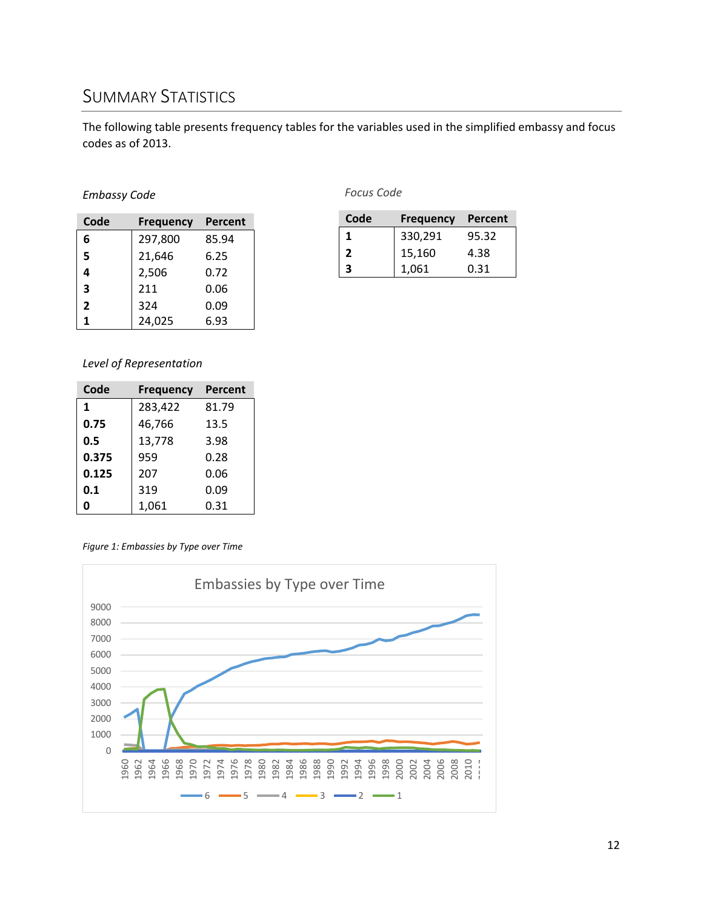## SUMMARY STATISTICS

The following table presents frequency tables for the variables used in the simplified embassy and focus codes as of 2013.

*Embassy Code*

| Code | Frequency | Percent |
|---|---|---|
| **6** | 297,800 | 85.94 |
| **5** | 21,646 | 6.25 |
| **4** | 2,506 | 0.72 |
| **3** | 211 | 0.06 |
| **2** | 324 | 0.09 |
| **1** | 24,025 | 6.93 |

*Focus Code*

| Code | Frequency | Percent |
|---|---|---|
| **1** | 330,291 | 95.32 |
| **2** | 15,160 | 4.38 |
| **3** | 1,061 | 0.31 |

*Level of Representation*

| Code | Frequency | Percent |
|---|---|---|
| **1** | 283,422 | 81.79 |
| **0.75** | 46,766 | 13.5 |
| **0.5** | 13,778 | 3.98 |
| **0.375** | 959 | 0.28 |
| **0.125** | 207 | 0.06 |
| **0.1** | 319 | 0.09 |
| **0** | 1,061 | 0.31 |

*Figure 1: Embassies by Type over Time*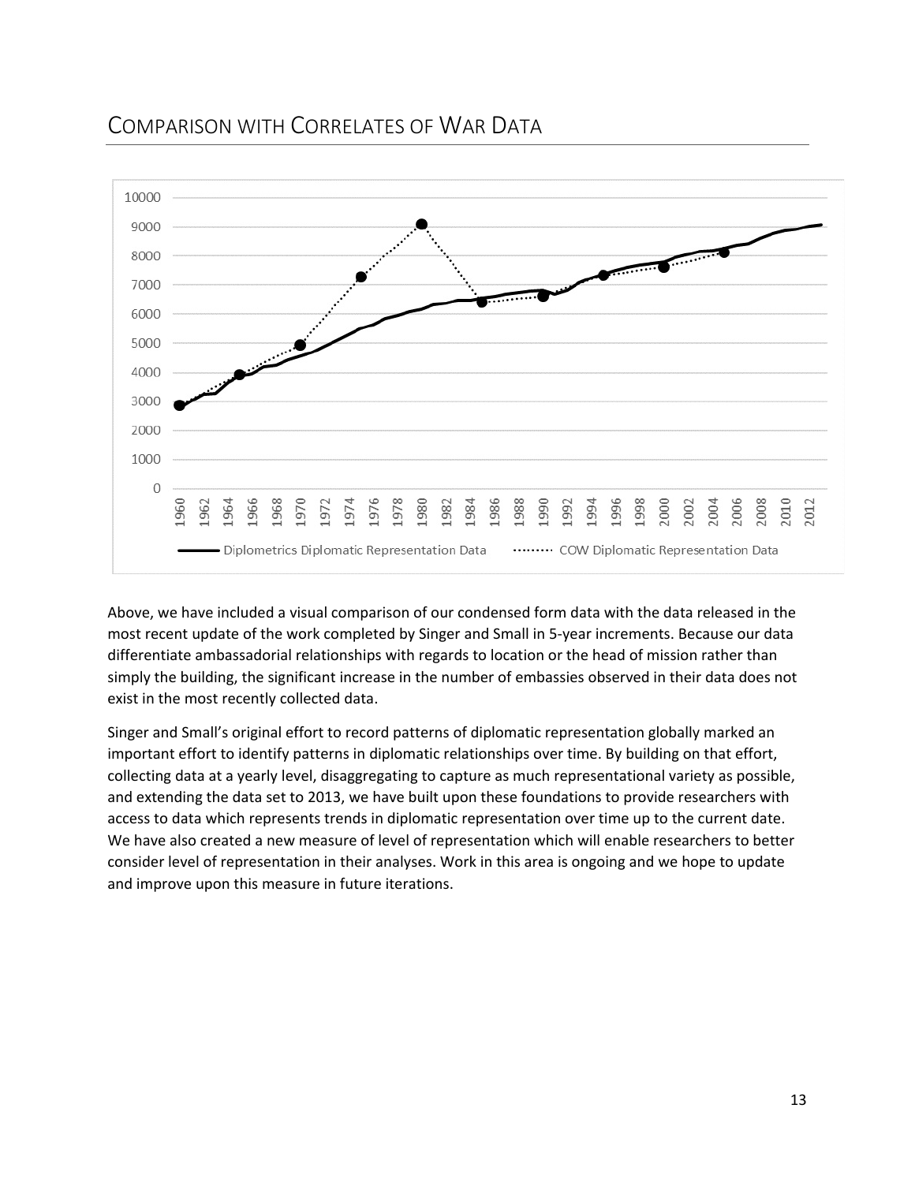## Comparison with Correlates of War Data

Above, we have included a visual comparison of our condensed form data with the data released in the most recent update of the work completed by Singer and Small in 5-year increments. Because our data differentiate ambassadorial relationships with regards to location or the head of mission rather than simply the building, the significant increase in the number of embassies observed in their data does not exist in the most recently collected data.

Singer and Small's original effort to record patterns of diplomatic representation globally marked an important effort to identify patterns in diplomatic relationships over time. By building on that effort, collecting data at a yearly level, disaggregating to capture as much representational variety as possible, and extending the data set to 2013, we have built upon these foundations to provide researchers with access to data which represents trends in diplomatic representation over time up to the current date. We have also created a new measure of level of representation which will enable researchers to better consider level of representation in their analyses. Work in this area is ongoing and we hope to update and improve upon this measure in future iterations.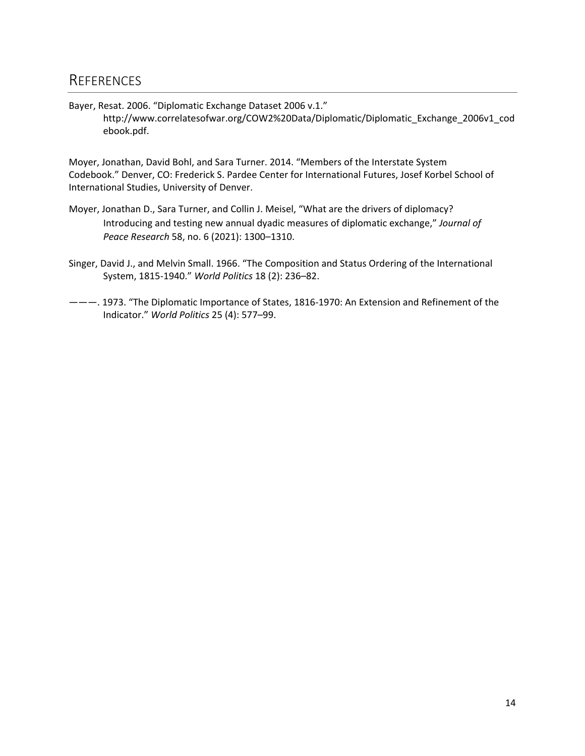## REFERENCES

Bayer, Resat. 2006. "Diplomatic Exchange Dataset 2006 v.1." http://www.correlatesofwar.org/COW2%20Data/Diplomatic/Diplomatic_Exchange_2006v1_codebook.pdf.

Moyer, Jonathan, David Bohl, and Sara Turner. 2014. "Members of the Interstate System Codebook." Denver, CO: Frederick S. Pardee Center for International Futures, Josef Korbel School of International Studies, University of Denver.

Moyer, Jonathan D., Sara Turner, and Collin J. Meisel, "What are the drivers of diplomacy? Introducing and testing new annual dyadic measures of diplomatic exchange," *Journal of Peace Research* 58, no. 6 (2021): 1300–1310.

Singer, David J., and Melvin Small. 1966. "The Composition and Status Ordering of the International System, 1815-1940." *World Politics* 18 (2): 236–82.

———. 1973. "The Diplomatic Importance of States, 1816-1970: An Extension and Refinement of the Indicator." *World Politics* 25 (4): 577–99.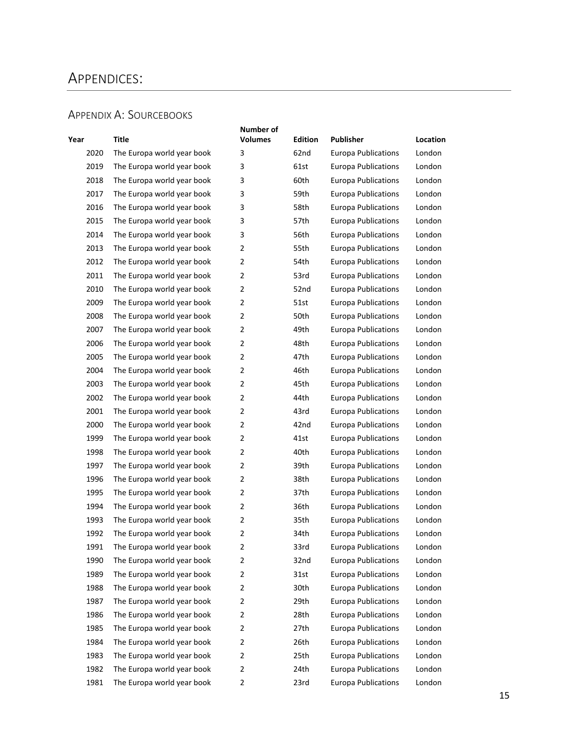# APPENDICES:

## APPENDIX A: SOURCEBOOKS

| Year | Title | Number of Volumes | Edition | Publisher | Location |
|---|---|---|---|---|---|
| 2020 | The Europa world year book | 3 | 62nd | Europa Publications | London |
| 2019 | The Europa world year book | 3 | 61st | Europa Publications | London |
| 2018 | The Europa world year book | 3 | 60th | Europa Publications | London |
| 2017 | The Europa world year book | 3 | 59th | Europa Publications | London |
| 2016 | The Europa world year book | 3 | 58th | Europa Publications | London |
| 2015 | The Europa world year book | 3 | 57th | Europa Publications | London |
| 2014 | The Europa world year book | 3 | 56th | Europa Publications | London |
| 2013 | The Europa world year book | 2 | 55th | Europa Publications | London |
| 2012 | The Europa world year book | 2 | 54th | Europa Publications | London |
| 2011 | The Europa world year book | 2 | 53rd | Europa Publications | London |
| 2010 | The Europa world year book | 2 | 52nd | Europa Publications | London |
| 2009 | The Europa world year book | 2 | 51st | Europa Publications | London |
| 2008 | The Europa world year book | 2 | 50th | Europa Publications | London |
| 2007 | The Europa world year book | 2 | 49th | Europa Publications | London |
| 2006 | The Europa world year book | 2 | 48th | Europa Publications | London |
| 2005 | The Europa world year book | 2 | 47th | Europa Publications | London |
| 2004 | The Europa world year book | 2 | 46th | Europa Publications | London |
| 2003 | The Europa world year book | 2 | 45th | Europa Publications | London |
| 2002 | The Europa world year book | 2 | 44th | Europa Publications | London |
| 2001 | The Europa world year book | 2 | 43rd | Europa Publications | London |
| 2000 | The Europa world year book | 2 | 42nd | Europa Publications | London |
| 1999 | The Europa world year book | 2 | 41st | Europa Publications | London |
| 1998 | The Europa world year book | 2 | 40th | Europa Publications | London |
| 1997 | The Europa world year book | 2 | 39th | Europa Publications | London |
| 1996 | The Europa world year book | 2 | 38th | Europa Publications | London |
| 1995 | The Europa world year book | 2 | 37th | Europa Publications | London |
| 1994 | The Europa world year book | 2 | 36th | Europa Publications | London |
| 1993 | The Europa world year book | 2 | 35th | Europa Publications | London |
| 1992 | The Europa world year book | 2 | 34th | Europa Publications | London |
| 1991 | The Europa world year book | 2 | 33rd | Europa Publications | London |
| 1990 | The Europa world year book | 2 | 32nd | Europa Publications | London |
| 1989 | The Europa world year book | 2 | 31st | Europa Publications | London |
| 1988 | The Europa world year book | 2 | 30th | Europa Publications | London |
| 1987 | The Europa world year book | 2 | 29th | Europa Publications | London |
| 1986 | The Europa world year book | 2 | 28th | Europa Publications | London |
| 1985 | The Europa world year book | 2 | 27th | Europa Publications | London |
| 1984 | The Europa world year book | 2 | 26th | Europa Publications | London |
| 1983 | The Europa world year book | 2 | 25th | Europa Publications | London |
| 1982 | The Europa world year book | 2 | 24th | Europa Publications | London |
| 1981 | The Europa world year book | 2 | 23rd | Europa Publications | London |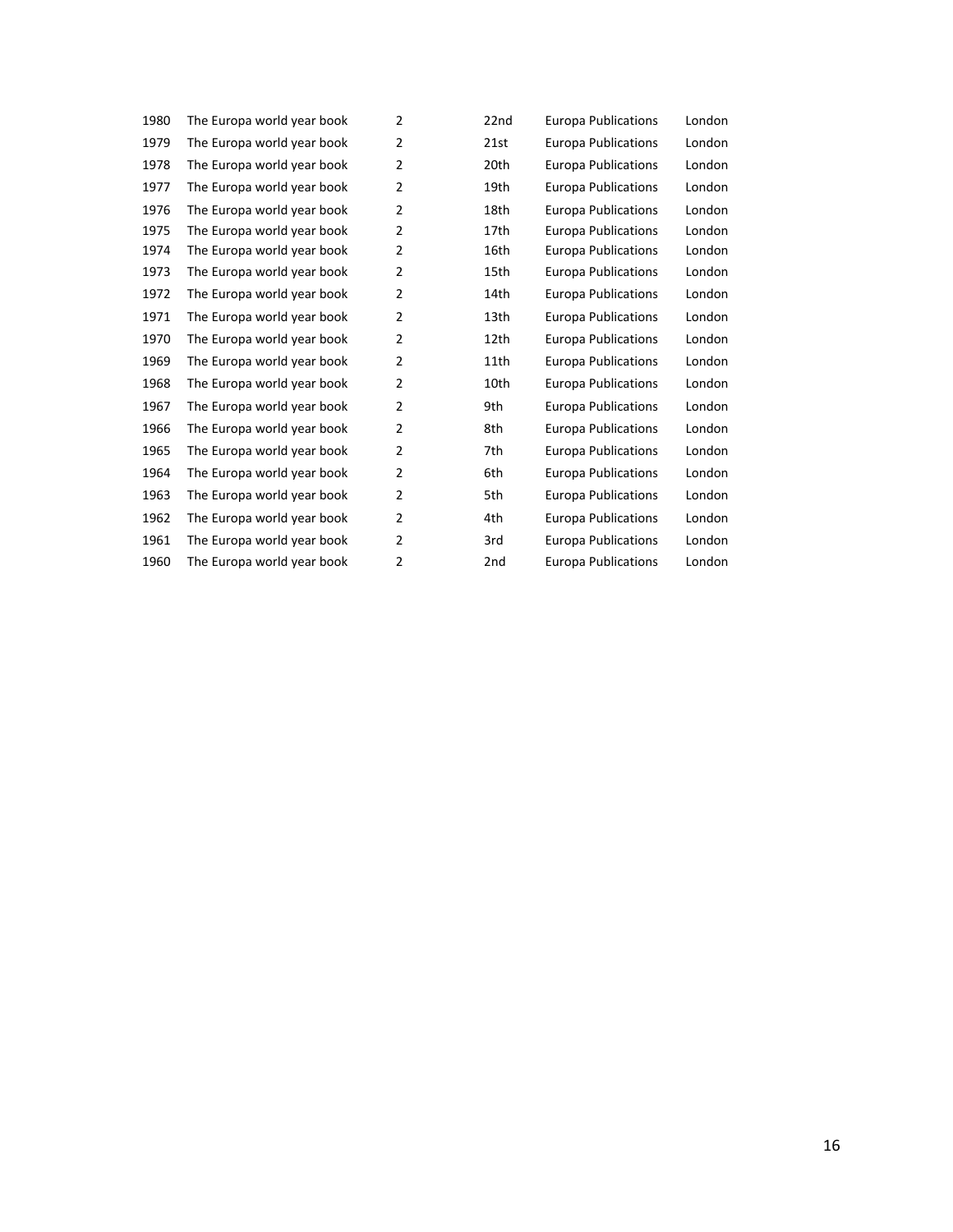| | | | | | |
|---|---|---|---|---|---|
| 1980 | The Europa world year book | 2 | 22nd | Europa Publications | London |
| 1979 | The Europa world year book | 2 | 21st | Europa Publications | London |
| 1978 | The Europa world year book | 2 | 20th | Europa Publications | London |
| 1977 | The Europa world year book | 2 | 19th | Europa Publications | London |
| 1976 | The Europa world year book | 2 | 18th | Europa Publications | London |
| 1975 | The Europa world year book | 2 | 17th | Europa Publications | London |
| 1974 | The Europa world year book | 2 | 16th | Europa Publications | London |
| 1973 | The Europa world year book | 2 | 15th | Europa Publications | London |
| 1972 | The Europa world year book | 2 | 14th | Europa Publications | London |
| 1971 | The Europa world year book | 2 | 13th | Europa Publications | London |
| 1970 | The Europa world year book | 2 | 12th | Europa Publications | London |
| 1969 | The Europa world year book | 2 | 11th | Europa Publications | London |
| 1968 | The Europa world year book | 2 | 10th | Europa Publications | London |
| 1967 | The Europa world year book | 2 | 9th | Europa Publications | London |
| 1966 | The Europa world year book | 2 | 8th | Europa Publications | London |
| 1965 | The Europa world year book | 2 | 7th | Europa Publications | London |
| 1964 | The Europa world year book | 2 | 6th | Europa Publications | London |
| 1963 | The Europa world year book | 2 | 5th | Europa Publications | London |
| 1962 | The Europa world year book | 2 | 4th | Europa Publications | London |
| 1961 | The Europa world year book | 2 | 3rd | Europa Publications | London |
| 1960 | The Europa world year book | 2 | 2nd | Europa Publications | London |